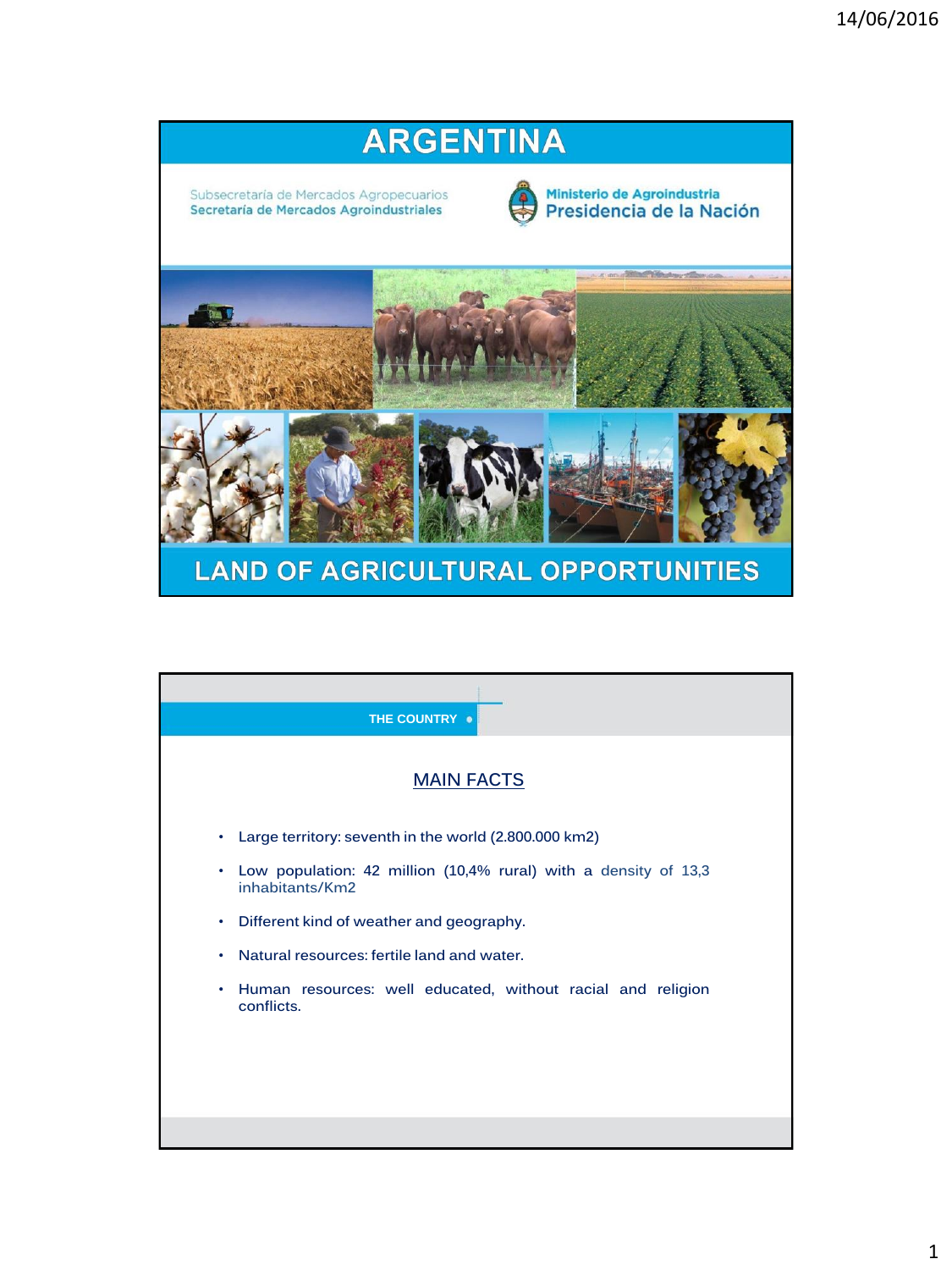# ARGENTINA

Subsecretaría de Mercados Agropecuarios
Secretaría de Mercados Agroindustriales

Ministerio de Agroindustria
Presidencia de la Nación

## LAND OF AGRICULTURAL OPPORTUNITIES

---

THE COUNTRY

## MAIN FACTS

- Large territory: seventh in the world (2.800.000 km2)
- Low population: 42 million (10,4% rural) with a density of 13,3 inhabitants/Km2
- Different kind of weather and geography.
- Natural resources: fertile land and water.
- Human resources: well educated, without racial and religion conflicts.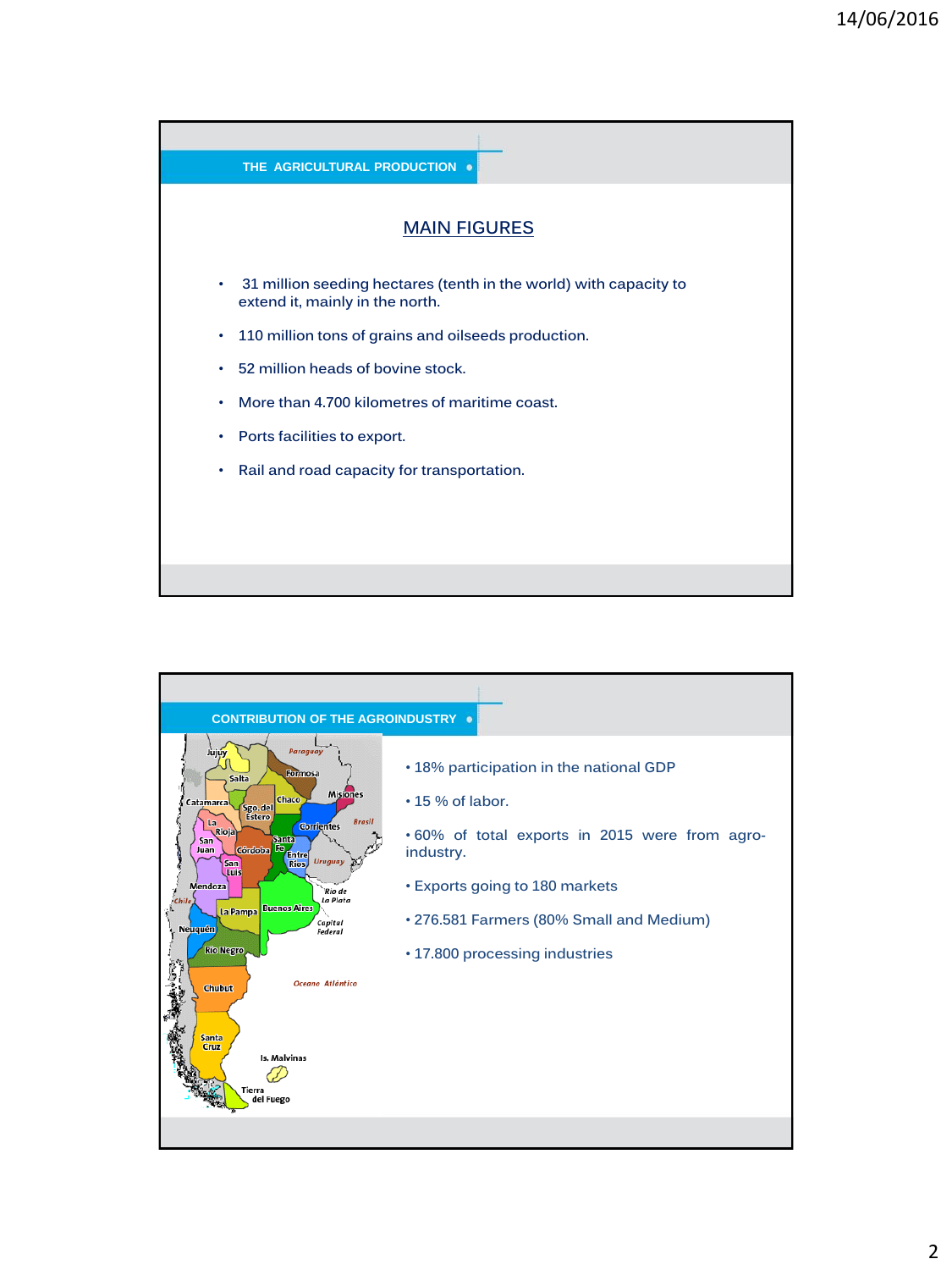## THE AGRICULTURAL PRODUCTION

### MAIN FIGURES

- 31 million seeding hectares (tenth in the world) with capacity to extend it, mainly in the north.
- 110 million tons of grains and oilseeds production.
- 52 million heads of bovine stock.
- More than 4.700 kilometres of maritime coast.
- Ports facilities to export.
- Rail and road capacity for transportation.

## CONTRIBUTION OF THE AGROINDUSTRY

- 18% participation in the national GDP
- 15 % of labor.
- 60% of total exports in 2015 were from agro-industry.
- Exports going to 180 markets
- 276.581 Farmers (80% Small and Medium)
- 17.800 processing industries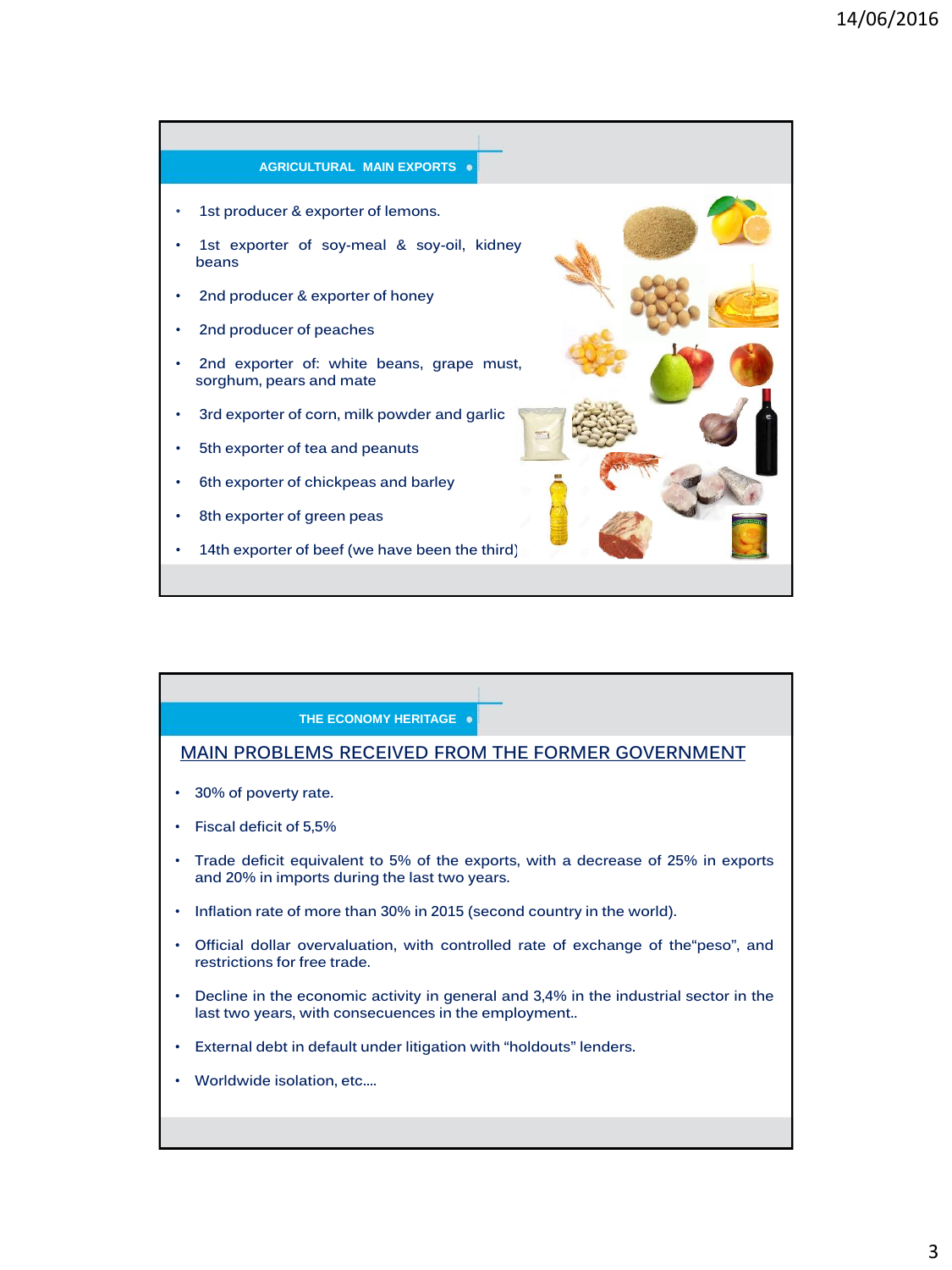## AGRICULTURAL MAIN EXPORTS

- 1st producer & exporter of lemons.
- 1st exporter of soy-meal & soy-oil, kidney beans
- 2nd producer & exporter of honey
- 2nd producer of peaches
- 2nd exporter of: white beans, grape must, sorghum, pears and mate
- 3rd exporter of corn, milk powder and garlic
- 5th exporter of tea and peanuts
- 6th exporter of chickpeas and barley
- 8th exporter of green peas
- 14th exporter of beef (we have been the third)

## THE ECONOMY HERITAGE

### MAIN PROBLEMS RECEIVED FROM THE FORMER GOVERNMENT

- 30% of poverty rate.
- Fiscal deficit of 5,5%
- Trade deficit equivalent to 5% of the exports, with a decrease of 25% in exports and 20% in imports during the last two years.
- Inflation rate of more than 30% in 2015 (second country in the world).
- Official dollar overvaluation, with controlled rate of exchange of the"peso", and restrictions for free trade.
- Decline in the economic activity in general and 3,4% in the industrial sector in the last two years, with consecuences in the employment..
- External debt in default under litigation with "holdouts" lenders.
- Worldwide isolation, etc.…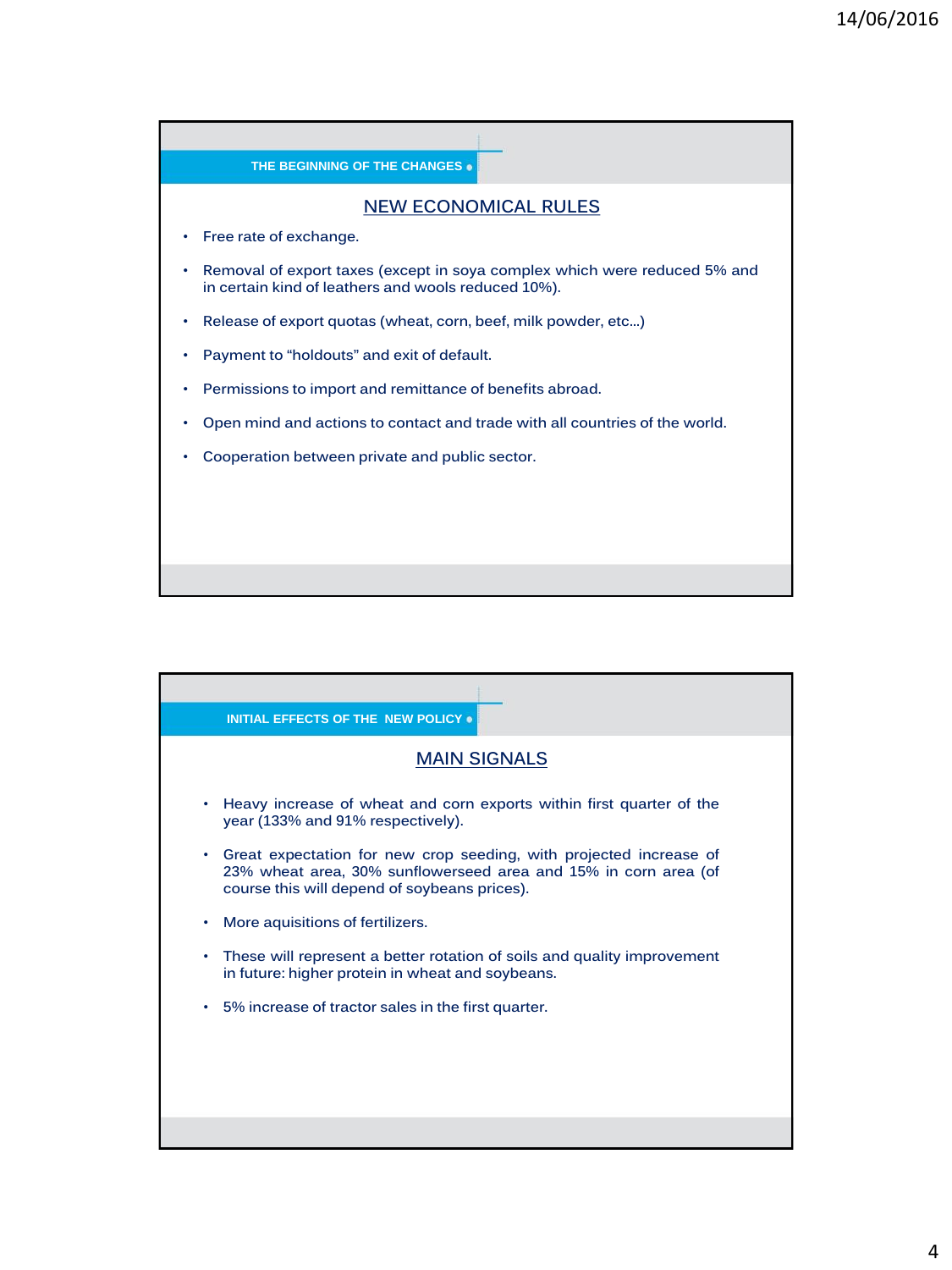## THE BEGINNING OF THE CHANGES

### NEW ECONOMICAL RULES

- Free rate of exchange.
- Removal of export taxes (except in soya complex which were reduced 5% and in certain kind of leathers and wools reduced 10%).
- Release of export quotas (wheat, corn, beef, milk powder, etc…)
- Payment to "holdouts" and exit of default.
- Permissions to import and remittance of benefits abroad.
- Open mind and actions to contact and trade with all countries of the world.
- Cooperation between private and public sector.

## INITIAL EFFECTS OF THE NEW POLICY

### MAIN SIGNALS

- Heavy increase of wheat and corn exports within first quarter of the year (133% and 91% respectively).
- Great expectation for new crop seeding, with projected increase of 23% wheat area, 30% sunflowerseed area and 15% in corn area (of course this will depend of soybeans prices).
- More aquisitions of fertilizers.
- These will represent a better rotation of soils and quality improvement in future: higher protein in wheat and soybeans.
- 5% increase of tractor sales in the first quarter.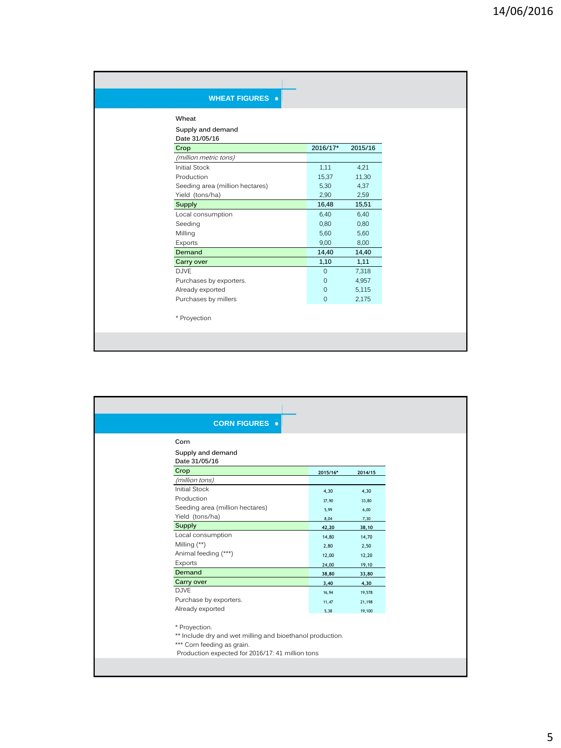## WHEAT FIGURES

Wheat

Supply and demand

Date 31/05/16

| Crop | 2016/17* | 2015/16 |
|---|---|---|
| *(million metric tons)* | | |
| Initial Stock | 1,11 | 4,21 |
| Production | 15,37 | 11,30 |
| Seeding area (million hectares) | 5,30 | 4,37 |
| Yield (tons/ha) | 2,90 | 2,59 |
| **Supply** | 16,48 | 15,51 |
| Local consumption | 6,40 | 6,40 |
| Seeding | 0,80 | 0,80 |
| Milling | 5,60 | 5,60 |
| Exports | 9,00 | 8,00 |
| **Demand** | 14,40 | 14,40 |
| **Carry over** | 1,10 | 1,11 |
| DJVE | 0 | 7,318 |
| Purchases by exporters. | 0 | 4,957 |
| Already exported | 0 | 5,115 |
| Purchases by millers | 0 | 2,175 |

\* Proyection

## CORN FIGURES

Corn

Supply and demand

Date 31/05/16

| Crop | 2015/16* | 2014/15 |
|---|---|---|
| *(million tons)* | | |
| Initial Stock | 4,30 | 4,30 |
| Production | 37,90 | 33,80 |
| Seeding area (million hectares) | 5,99 | 6,00 |
| Yield (tons/ha) | 8,04 | 7,30 |
| **Supply** | 42,20 | 38,10 |
| Local consumption | 14,80 | 14,70 |
| Milling (**) | 2,80 | 2,50 |
| Animal feeding (***) | 12,00 | 12,20 |
| Exports | 24,00 | 19,10 |
| **Demand** | 38,80 | 33,80 |
| **Carry over** | 3,40 | 4,30 |
| DJVE | 16,94 | 19,578 |
| Purchase by exporters. | 11,47 | 21,198 |
| Already exported | 5,38 | 19,100 |

\* Proyection.

** Include dry and wet milling and bioethanol production.

*** Corn feeding as grain.

Production expected for 2016/17: 41 million tons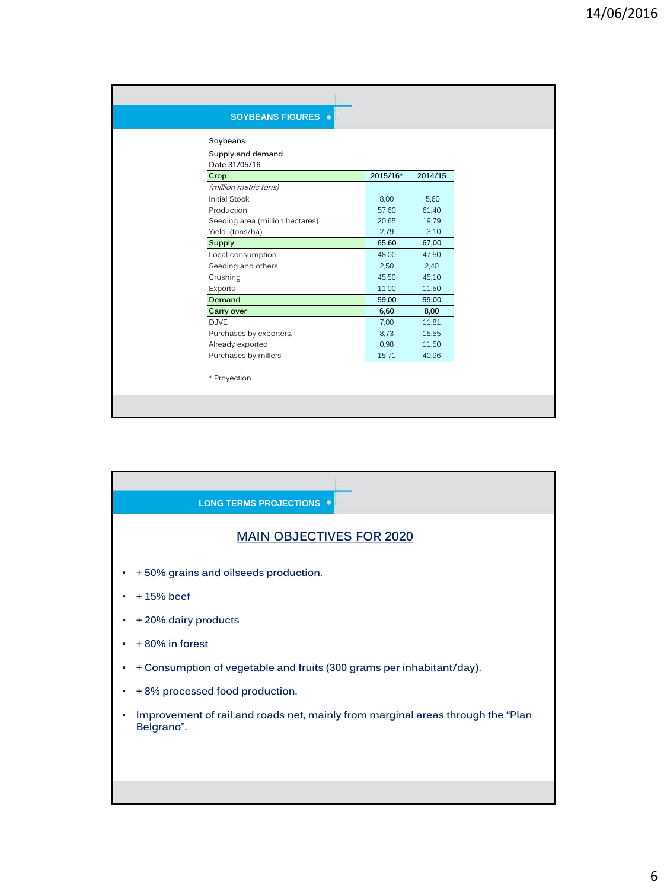## SOYBEANS FIGURES

Soybeans

Supply and demand

Date 31/05/16

| Crop | 2015/16* | 2014/15 |
|---|---|---|
| *(million metric tons)* | | |
| Initial Stock | 8,00 | 5,60 |
| Production | 57,60 | 61,40 |
| Seeding area (million hectares) | 20,65 | 19,79 |
| Yield (tons/ha) | 2,79 | 3,10 |
| Supply | 65,60 | 67,00 |
| Local consumption | 48,00 | 47,50 |
| Seeding and others | 2,50 | 2,40 |
| Crushing | 45,50 | 45,10 |
| Exports | 11,00 | 11,50 |
| Demand | 59,00 | 59,00 |
| Carry over | 6,60 | 8,00 |
| DJVE | 7,00 | 11,81 |
| Purchases by exporters. | 8,73 | 15,55 |
| Already exported | 0,98 | 11,50 |
| Purchases by millers | 15,71 | 40,96 |

* Proyection

## LONG TERMS PROJECTIONS

### MAIN OBJECTIVES FOR 2020

- + 50% grains and oilseeds production.
- + 15% beef
- + 20% dairy products
- + 80% in forest
- + Consumption of vegetable and fruits (300 grams per inhabitant/day).
- + 8% processed food production.
- Improvement of rail and roads net, mainly from marginal areas through the “Plan Belgrano”.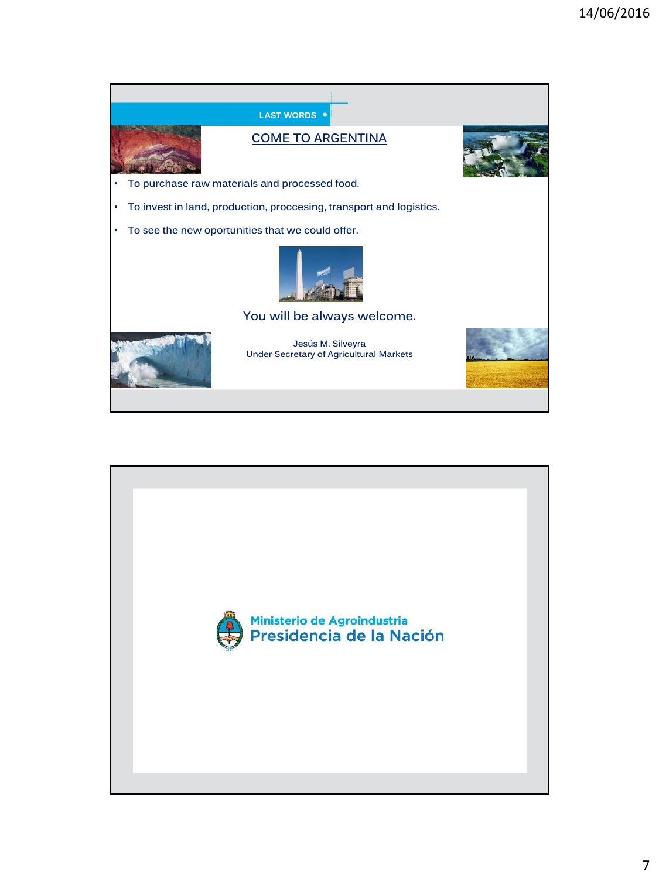LAST WORDS

## COME TO ARGENTINA

- To purchase raw materials and processed food.
- To invest in land, production, proccesing, transport and logistics.
- To see the new oportunities that we could offer.

You will be always welcome.

Jesús M. Silveyra
Under Secretary of Agricultural Markets

Ministerio de Agroindustria
Presidencia de la Nación